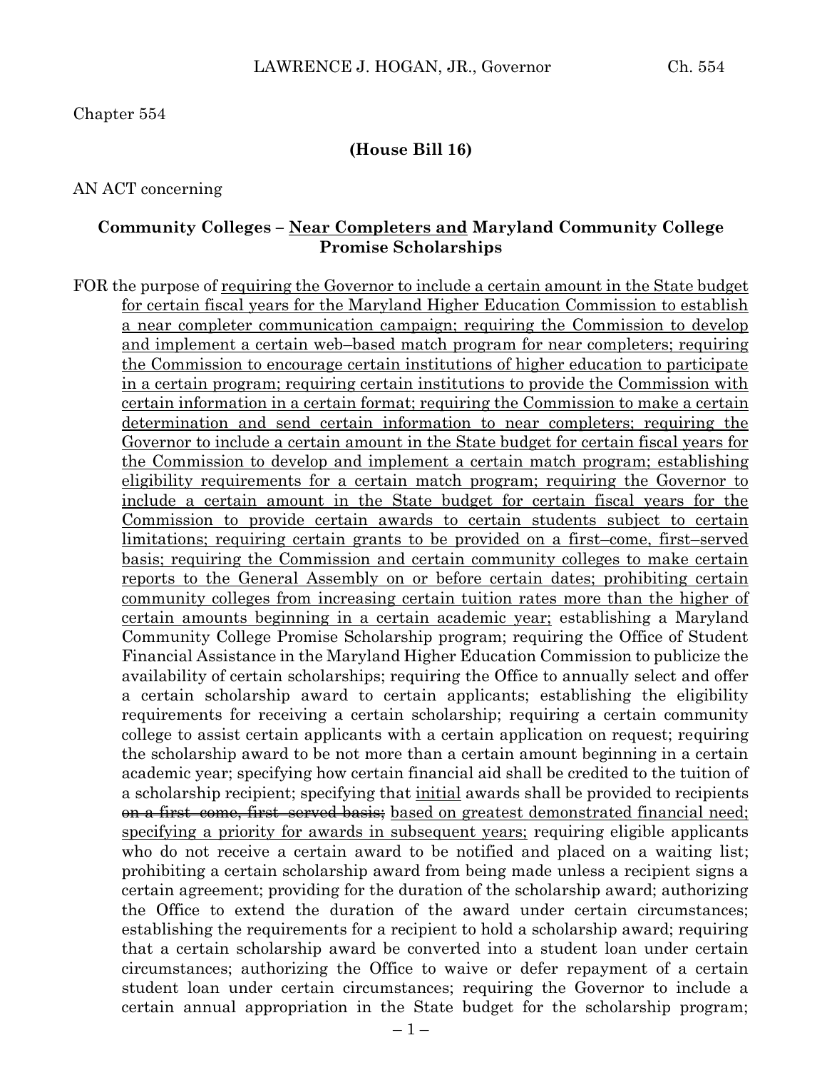Chapter 554

**(House Bill 16)**

AN ACT concerning

**Community Colleges – <u>Near Completers and</u> Maryland Community College Promise Scholarships**

FOR the purpose of <u>requiring the Governor to include a certain amount in the State budget for certain fiscal years for the Maryland Higher Education Commission to establish a near completer communication campaign; requiring the Commission to develop and implement a certain web–based match program for near completers; requiring the Commission to encourage certain institutions of higher education to participate in a certain program; requiring certain institutions to provide the Commission with certain information in a certain format; requiring the Commission to make a certain determination and send certain information to near completers; requiring the Governor to include a certain amount in the State budget for certain fiscal years for the Commission to develop and implement a certain match program; establishing eligibility requirements for a certain match program; requiring the Governor to include a certain amount in the State budget for certain fiscal years for the Commission to provide certain awards to certain students subject to certain limitations; requiring certain grants to be provided on a first–come, first–served basis; requiring the Commission and certain community colleges to make certain reports to the General Assembly on or before certain dates; prohibiting certain community colleges from increasing certain tuition rates more than the higher of certain amounts beginning in a certain academic year;</u> establishing a Maryland Community College Promise Scholarship program; requiring the Office of Student Financial Assistance in the Maryland Higher Education Commission to publicize the availability of certain scholarships; requiring the Office to annually select and offer a certain scholarship award to certain applicants; establishing the eligibility requirements for receiving a certain scholarship; requiring a certain community college to assist certain applicants with a certain application on request; requiring the scholarship award to be not more than a certain amount beginning in a certain academic year; specifying how certain financial aid shall be credited to the tuition of a scholarship recipient; specifying that <u>initial</u> awards shall be provided to recipients ~~on a first–come, first–served basis;~~ <u>based on greatest demonstrated financial need; specifying a priority for awards in subsequent years;</u> requiring eligible applicants who do not receive a certain award to be notified and placed on a waiting list; prohibiting a certain scholarship award from being made unless a recipient signs a certain agreement; providing for the duration of the scholarship award; authorizing the Office to extend the duration of the award under certain circumstances; establishing the requirements for a recipient to hold a scholarship award; requiring that a certain scholarship award be converted into a student loan under certain circumstances; authorizing the Office to waive or defer repayment of a certain student loan under certain circumstances; requiring the Governor to include a certain annual appropriation in the State budget for the scholarship program;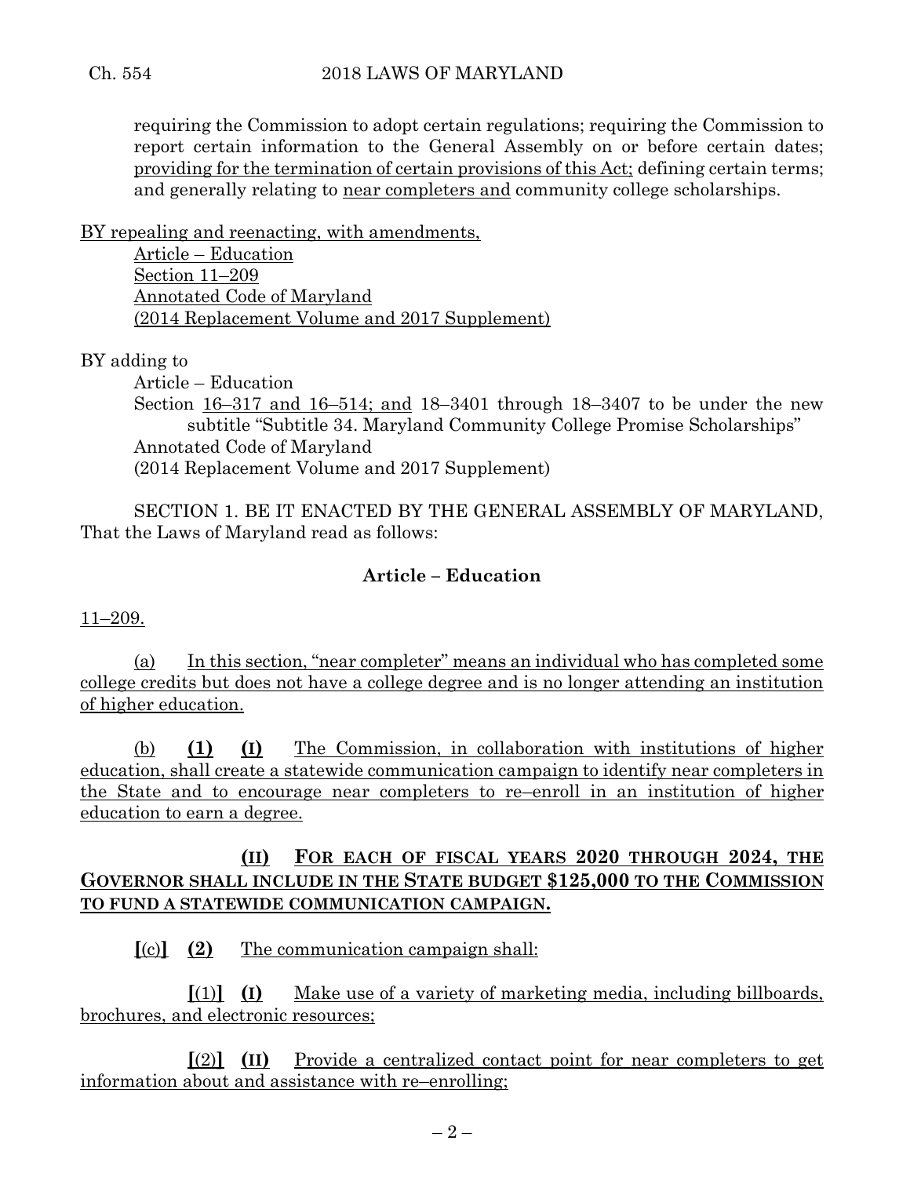requiring the Commission to adopt certain regulations; requiring the Commission to report certain information to the General Assembly on or before certain dates; providing for the termination of certain provisions of this Act; defining certain terms; and generally relating to near completers and community college scholarships.

BY repealing and reenacting, with amendments,
Article – Education
Section 11–209
Annotated Code of Maryland
(2014 Replacement Volume and 2017 Supplement)

BY adding to
Article – Education
Section 16–317 and 16–514; and 18–3401 through 18–3407 to be under the new subtitle "Subtitle 34. Maryland Community College Promise Scholarships"
Annotated Code of Maryland
(2014 Replacement Volume and 2017 Supplement)

SECTION 1. BE IT ENACTED BY THE GENERAL ASSEMBLY OF MARYLAND, That the Laws of Maryland read as follows:

**Article – Education**

11–209.

(a) In this section, "near completer" means an individual who has completed some college credits but does not have a college degree and is no longer attending an institution of higher education.

(b) **(1)** **(I)** The Commission, in collaboration with institutions of higher education, shall create a statewide communication campaign to identify near completers in the State and to encourage near completers to re–enroll in an institution of higher education to earn a degree.

**(II)** **FOR EACH OF FISCAL YEARS 2020 THROUGH 2024, THE GOVERNOR SHALL INCLUDE IN THE STATE BUDGET $125,000 TO THE COMMISSION TO FUND A STATEWIDE COMMUNICATION CAMPAIGN.**

**[**(c)**]** **(2)** The communication campaign shall:

**[**(1)**]** **(I)** Make use of a variety of marketing media, including billboards, brochures, and electronic resources;

**[**(2)**]** **(II)** Provide a centralized contact point for near completers to get information about and assistance with re–enrolling;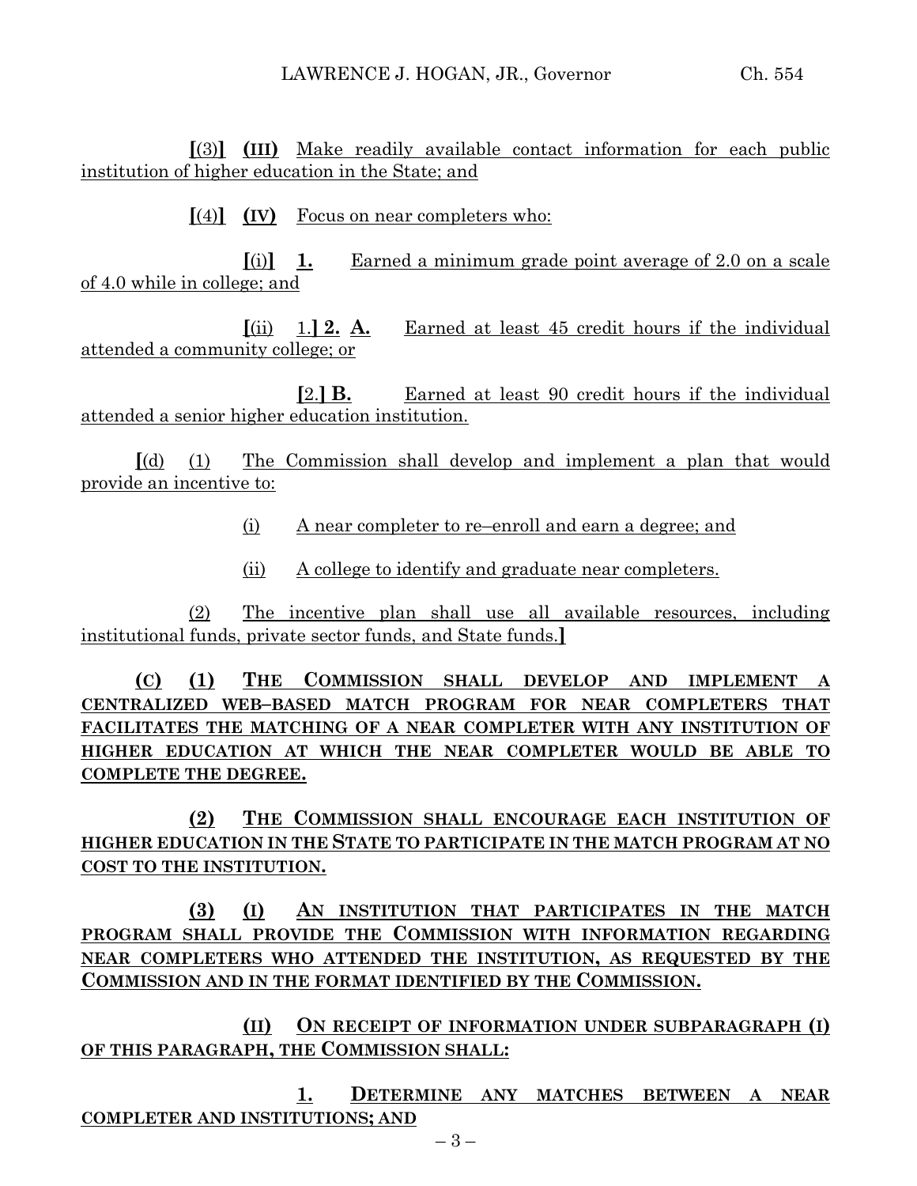[(3)] **(III)** Make readily available contact information for each public institution of higher education in the State; and

[(4)] **(IV)** Focus on near completers who:

[(i)] **1.** Earned a minimum grade point average of 2.0 on a scale of 4.0 while in college; and

[(ii) 1.] **2. A.** Earned at least 45 credit hours if the individual attended a community college; or

[2.] **B.** Earned at least 90 credit hours if the individual attended a senior higher education institution.

[(d) (1) The Commission shall develop and implement a plan that would provide an incentive to:

(i) A near completer to re–enroll and earn a degree; and

(ii) A college to identify and graduate near completers.

(2) The incentive plan shall use all available resources, including institutional funds, private sector funds, and State funds.]

**(C) (1) THE COMMISSION SHALL DEVELOP AND IMPLEMENT A CENTRALIZED WEB–BASED MATCH PROGRAM FOR NEAR COMPLETERS THAT FACILITATES THE MATCHING OF A NEAR COMPLETER WITH ANY INSTITUTION OF HIGHER EDUCATION AT WHICH THE NEAR COMPLETER WOULD BE ABLE TO COMPLETE THE DEGREE.**

**(2) THE COMMISSION SHALL ENCOURAGE EACH INSTITUTION OF HIGHER EDUCATION IN THE STATE TO PARTICIPATE IN THE MATCH PROGRAM AT NO COST TO THE INSTITUTION.**

**(3) (I) AN INSTITUTION THAT PARTICIPATES IN THE MATCH PROGRAM SHALL PROVIDE THE COMMISSION WITH INFORMATION REGARDING NEAR COMPLETERS WHO ATTENDED THE INSTITUTION, AS REQUESTED BY THE COMMISSION AND IN THE FORMAT IDENTIFIED BY THE COMMISSION.**

**(II) ON RECEIPT OF INFORMATION UNDER SUBPARAGRAPH (I) OF THIS PARAGRAPH, THE COMMISSION SHALL:**

**1. DETERMINE ANY MATCHES BETWEEN A NEAR COMPLETER AND INSTITUTIONS; AND**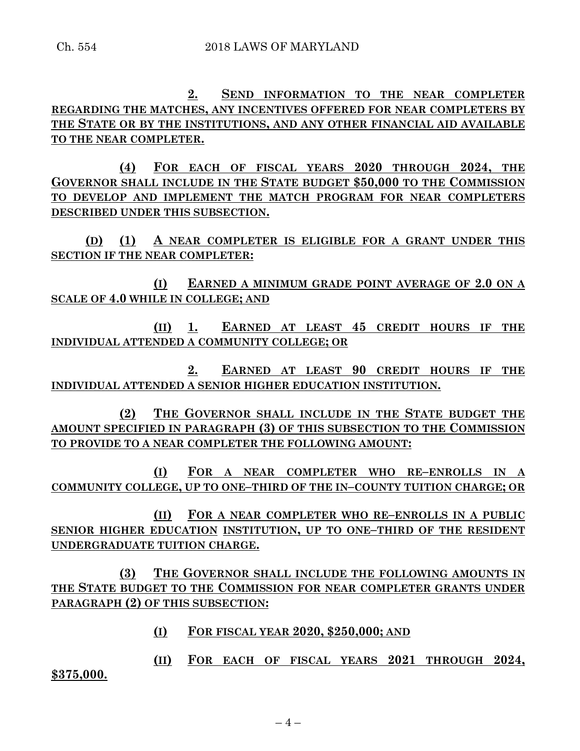2. SEND INFORMATION TO THE NEAR COMPLETER REGARDING THE MATCHES, ANY INCENTIVES OFFERED FOR NEAR COMPLETERS BY THE STATE OR BY THE INSTITUTIONS, AND ANY OTHER FINANCIAL AID AVAILABLE TO THE NEAR COMPLETER.

(4) FOR EACH OF FISCAL YEARS 2020 THROUGH 2024, THE GOVERNOR SHALL INCLUDE IN THE STATE BUDGET $50,000 TO THE COMMISSION TO DEVELOP AND IMPLEMENT THE MATCH PROGRAM FOR NEAR COMPLETERS DESCRIBED UNDER THIS SUBSECTION.

(D) (1) A NEAR COMPLETER IS ELIGIBLE FOR A GRANT UNDER THIS SECTION IF THE NEAR COMPLETER:

(I) EARNED A MINIMUM GRADE POINT AVERAGE OF 2.0 ON A SCALE OF 4.0 WHILE IN COLLEGE; AND

(II) 1. EARNED AT LEAST 45 CREDIT HOURS IF THE INDIVIDUAL ATTENDED A COMMUNITY COLLEGE; OR

2. EARNED AT LEAST 90 CREDIT HOURS IF THE INDIVIDUAL ATTENDED A SENIOR HIGHER EDUCATION INSTITUTION.

(2) THE GOVERNOR SHALL INCLUDE IN THE STATE BUDGET THE AMOUNT SPECIFIED IN PARAGRAPH (3) OF THIS SUBSECTION TO THE COMMISSION TO PROVIDE TO A NEAR COMPLETER THE FOLLOWING AMOUNT:

(I) FOR A NEAR COMPLETER WHO RE–ENROLLS IN A COMMUNITY COLLEGE, UP TO ONE–THIRD OF THE IN–COUNTY TUITION CHARGE; OR

(II) FOR A NEAR COMPLETER WHO RE–ENROLLS IN A PUBLIC SENIOR HIGHER EDUCATION INSTITUTION, UP TO ONE–THIRD OF THE RESIDENT UNDERGRADUATE TUITION CHARGE.

(3) THE GOVERNOR SHALL INCLUDE THE FOLLOWING AMOUNTS IN THE STATE BUDGET TO THE COMMISSION FOR NEAR COMPLETER GRANTS UNDER PARAGRAPH (2) OF THIS SUBSECTION:

(I) FOR FISCAL YEAR 2020, $250,000; AND

(II) FOR EACH OF FISCAL YEARS 2021 THROUGH 2024, $375,000.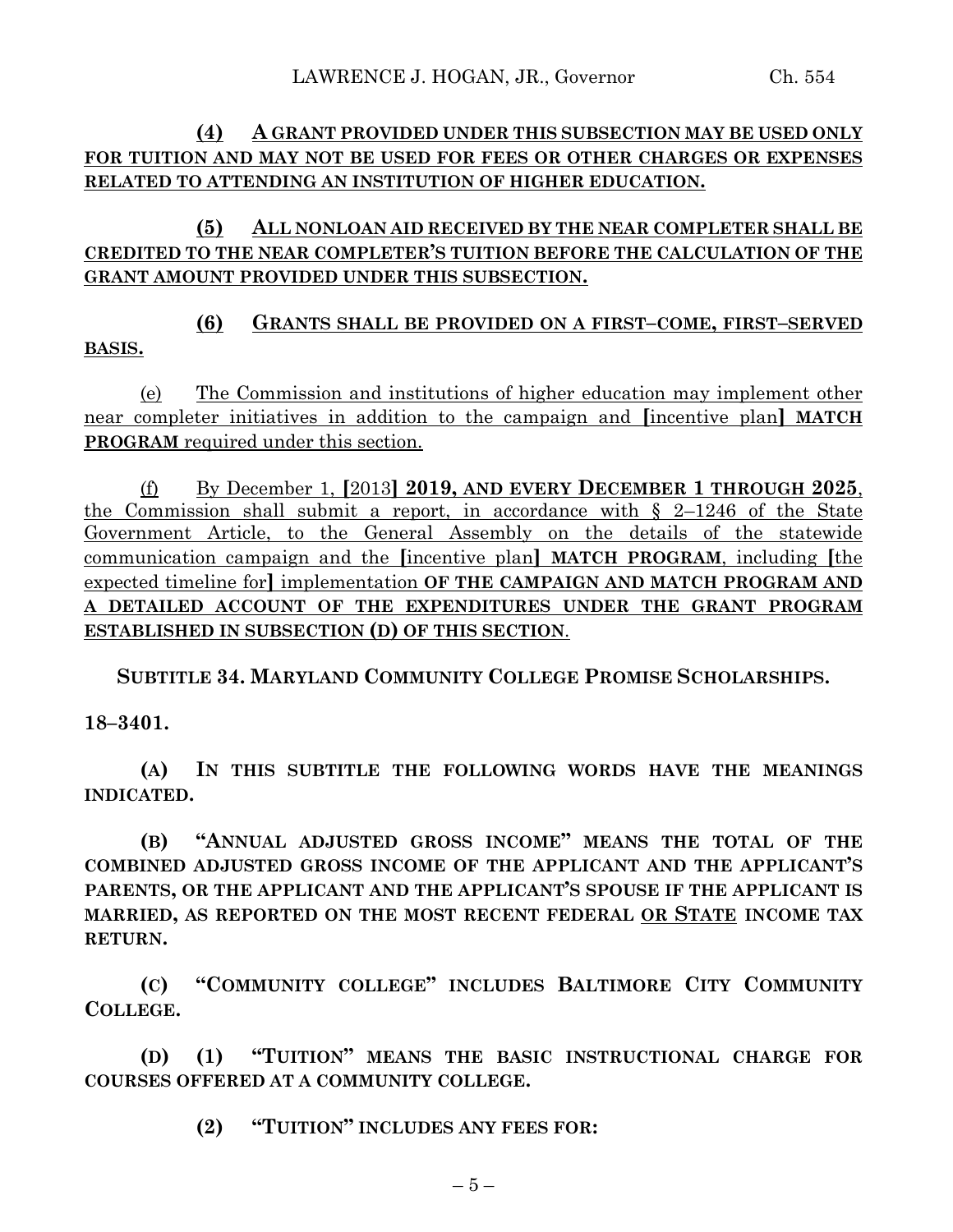**(4) A GRANT PROVIDED UNDER THIS SUBSECTION MAY BE USED ONLY FOR TUITION AND MAY NOT BE USED FOR FEES OR OTHER CHARGES OR EXPENSES RELATED TO ATTENDING AN INSTITUTION OF HIGHER EDUCATION.**

**(5) ALL NONLOAN AID RECEIVED BY THE NEAR COMPLETER SHALL BE CREDITED TO THE NEAR COMPLETER'S TUITION BEFORE THE CALCULATION OF THE GRANT AMOUNT PROVIDED UNDER THIS SUBSECTION.**

**(6) GRANTS SHALL BE PROVIDED ON A FIRST–COME, FIRST–SERVED BASIS.**

(e) The Commission and institutions of higher education may implement other near completer initiatives in addition to the campaign and [incentive plan] **MATCH PROGRAM** required under this section.

(f) By December 1, [2013] **2019, AND EVERY DECEMBER 1 THROUGH 2025**, the Commission shall submit a report, in accordance with § 2–1246 of the State Government Article, to the General Assembly on the details of the statewide communication campaign and the [incentive plan] **MATCH PROGRAM**, including [the expected timeline for] implementation **OF THE CAMPAIGN AND MATCH PROGRAM AND A DETAILED ACCOUNT OF THE EXPENDITURES UNDER THE GRANT PROGRAM ESTABLISHED IN SUBSECTION (D) OF THIS SECTION**.

**SUBTITLE 34. MARYLAND COMMUNITY COLLEGE PROMISE SCHOLARSHIPS.**

**18–3401.**

**(A) IN THIS SUBTITLE THE FOLLOWING WORDS HAVE THE MEANINGS INDICATED.**

**(B) "ANNUAL ADJUSTED GROSS INCOME" MEANS THE TOTAL OF THE COMBINED ADJUSTED GROSS INCOME OF THE APPLICANT AND THE APPLICANT'S PARENTS, OR THE APPLICANT AND THE APPLICANT'S SPOUSE IF THE APPLICANT IS MARRIED, AS REPORTED ON THE MOST RECENT FEDERAL OR STATE INCOME TAX RETURN.**

**(C) "COMMUNITY COLLEGE" INCLUDES BALTIMORE CITY COMMUNITY COLLEGE.**

**(D) (1) "TUITION" MEANS THE BASIC INSTRUCTIONAL CHARGE FOR COURSES OFFERED AT A COMMUNITY COLLEGE.**

**(2) "TUITION" INCLUDES ANY FEES FOR:**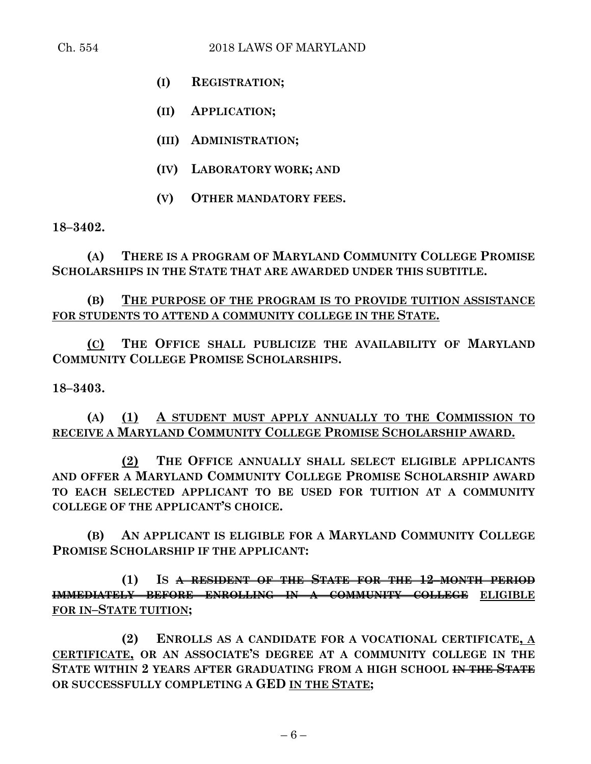(I) REGISTRATION;

(II) APPLICATION;

(III) ADMINISTRATION;

(IV) LABORATORY WORK; AND

(V) OTHER MANDATORY FEES.

**18–3402.**

**(A) THERE IS A PROGRAM OF MARYLAND COMMUNITY COLLEGE PROMISE SCHOLARSHIPS IN THE STATE THAT ARE AWARDED UNDER THIS SUBTITLE.**

**(B) THE PURPOSE OF THE PROGRAM IS TO PROVIDE TUITION ASSISTANCE FOR STUDENTS TO ATTEND A COMMUNITY COLLEGE IN THE STATE.**

**(C) THE OFFICE SHALL PUBLICIZE THE AVAILABILITY OF MARYLAND COMMUNITY COLLEGE PROMISE SCHOLARSHIPS.**

**18–3403.**

**(A) (1) A STUDENT MUST APPLY ANNUALLY TO THE COMMISSION TO RECEIVE A MARYLAND COMMUNITY COLLEGE PROMISE SCHOLARSHIP AWARD.**

**(2) THE OFFICE ANNUALLY SHALL SELECT ELIGIBLE APPLICANTS AND OFFER A MARYLAND COMMUNITY COLLEGE PROMISE SCHOLARSHIP AWARD TO EACH SELECTED APPLICANT TO BE USED FOR TUITION AT A COMMUNITY COLLEGE OF THE APPLICANT'S CHOICE.**

**(B) AN APPLICANT IS ELIGIBLE FOR A MARYLAND COMMUNITY COLLEGE PROMISE SCHOLARSHIP IF THE APPLICANT:**

**(1) IS ~~A RESIDENT OF THE STATE FOR THE 12–MONTH PERIOD IMMEDIATELY BEFORE ENROLLING IN A COMMUNITY COLLEGE~~ ELIGIBLE FOR IN–STATE TUITION;**

**(2) ENROLLS AS A CANDIDATE FOR A VOCATIONAL CERTIFICATE, A CERTIFICATE, OR AN ASSOCIATE'S DEGREE AT A COMMUNITY COLLEGE IN THE STATE WITHIN 2 YEARS AFTER GRADUATING FROM A HIGH SCHOOL ~~IN THE STATE~~ OR SUCCESSFULLY COMPLETING A GED IN THE STATE;**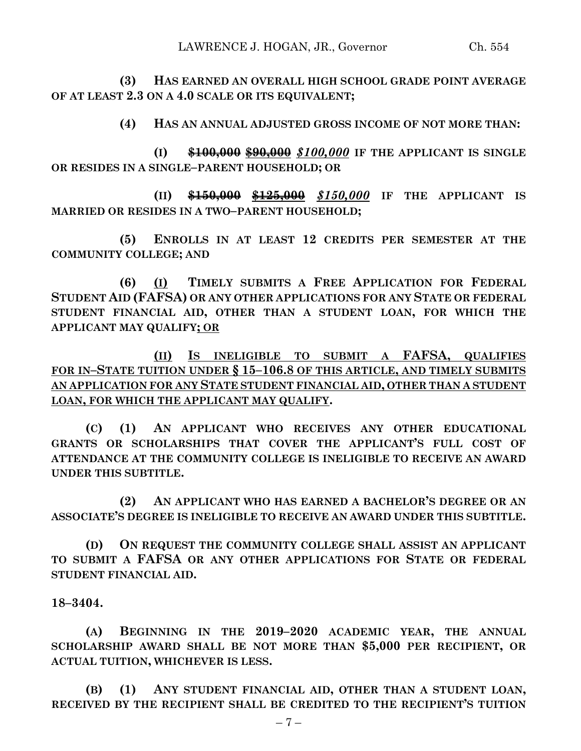**(3) HAS EARNED AN OVERALL HIGH SCHOOL GRADE POINT AVERAGE OF AT LEAST 2.3 ON A 4.0 SCALE OR ITS EQUIVALENT;**

**(4) HAS AN ANNUAL ADJUSTED GROSS INCOME OF NOT MORE THAN:**

**(I) ~~$100,000~~ ~~$90,000~~ *$100,000* IF THE APPLICANT IS SINGLE OR RESIDES IN A SINGLE–PARENT HOUSEHOLD; OR**

**(II) ~~$150,000~~ ~~$125,000~~ *$150,000* IF THE APPLICANT IS MARRIED OR RESIDES IN A TWO–PARENT HOUSEHOLD;**

**(5) ENROLLS IN AT LEAST 12 CREDITS PER SEMESTER AT THE COMMUNITY COLLEGE; AND**

**(6) (I) TIMELY SUBMITS A FREE APPLICATION FOR FEDERAL STUDENT AID (FAFSA) OR ANY OTHER APPLICATIONS FOR ANY STATE OR FEDERAL STUDENT FINANCIAL AID, OTHER THAN A STUDENT LOAN, FOR WHICH THE APPLICANT MAY QUALIFY; OR**

**(II) IS INELIGIBLE TO SUBMIT A FAFSA, QUALIFIES FOR IN–STATE TUITION UNDER § 15–106.8 OF THIS ARTICLE, AND TIMELY SUBMITS AN APPLICATION FOR ANY STATE STUDENT FINANCIAL AID, OTHER THAN A STUDENT LOAN, FOR WHICH THE APPLICANT MAY QUALIFY.**

**(C) (1) AN APPLICANT WHO RECEIVES ANY OTHER EDUCATIONAL GRANTS OR SCHOLARSHIPS THAT COVER THE APPLICANT'S FULL COST OF ATTENDANCE AT THE COMMUNITY COLLEGE IS INELIGIBLE TO RECEIVE AN AWARD UNDER THIS SUBTITLE.**

**(2) AN APPLICANT WHO HAS EARNED A BACHELOR'S DEGREE OR AN ASSOCIATE'S DEGREE IS INELIGIBLE TO RECEIVE AN AWARD UNDER THIS SUBTITLE.**

**(D) ON REQUEST THE COMMUNITY COLLEGE SHALL ASSIST AN APPLICANT TO SUBMIT A FAFSA OR ANY OTHER APPLICATIONS FOR STATE OR FEDERAL STUDENT FINANCIAL AID.**

**18–3404.**

**(A) BEGINNING IN THE 2019–2020 ACADEMIC YEAR, THE ANNUAL SCHOLARSHIP AWARD SHALL BE NOT MORE THAN $5,000 PER RECIPIENT, OR ACTUAL TUITION, WHICHEVER IS LESS.**

**(B) (1) ANY STUDENT FINANCIAL AID, OTHER THAN A STUDENT LOAN, RECEIVED BY THE RECIPIENT SHALL BE CREDITED TO THE RECIPIENT'S TUITION**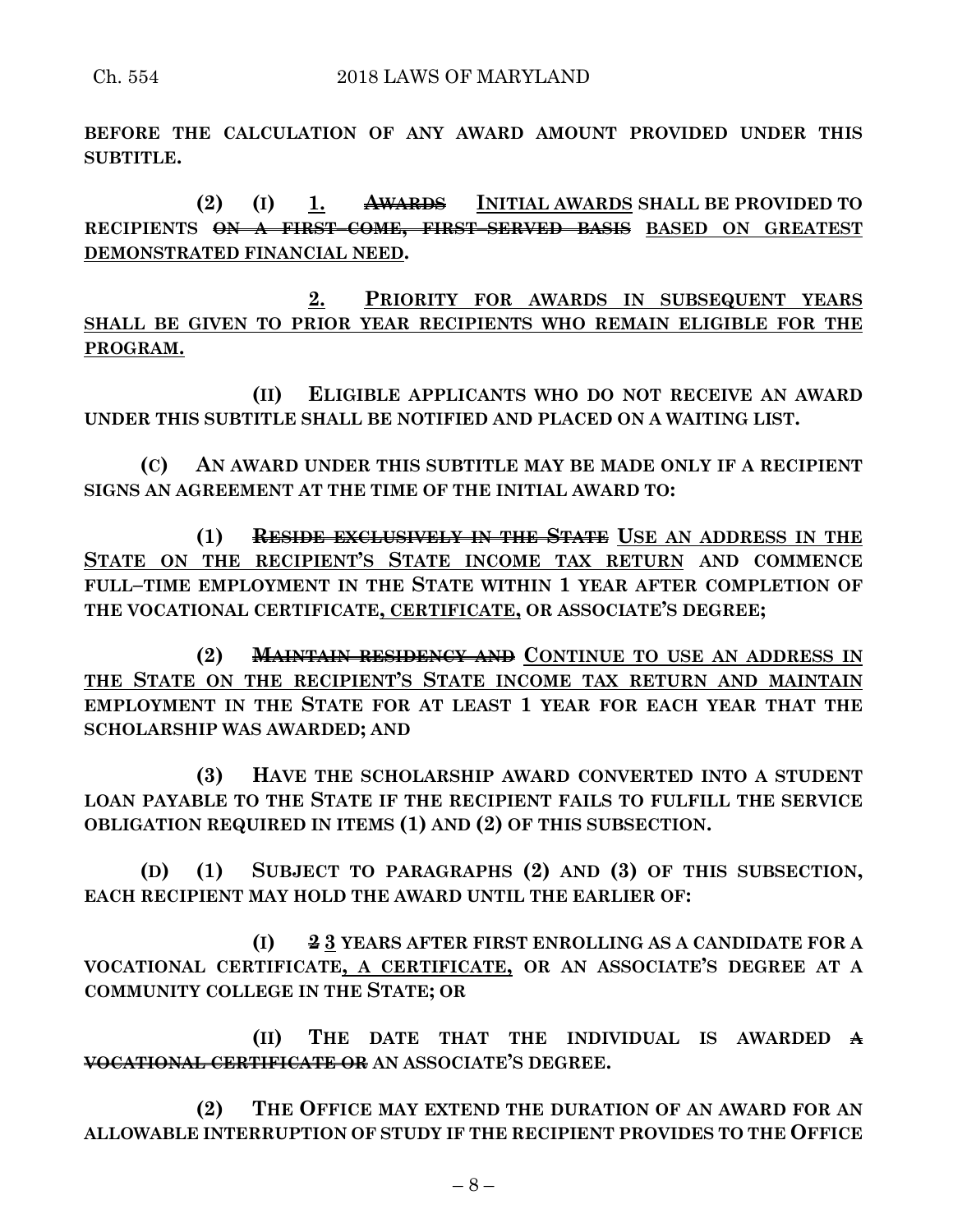**BEFORE THE CALCULATION OF ANY AWARD AMOUNT PROVIDED UNDER THIS SUBTITLE.**

**(2) (I) 1. ~~AWARDS~~ INITIAL AWARDS SHALL BE PROVIDED TO RECIPIENTS ~~ON A FIRST–COME, FIRST–SERVED BASIS~~ BASED ON GREATEST DEMONSTRATED FINANCIAL NEED.**

**2. PRIORITY FOR AWARDS IN SUBSEQUENT YEARS SHALL BE GIVEN TO PRIOR YEAR RECIPIENTS WHO REMAIN ELIGIBLE FOR THE PROGRAM.**

**(II) ELIGIBLE APPLICANTS WHO DO NOT RECEIVE AN AWARD UNDER THIS SUBTITLE SHALL BE NOTIFIED AND PLACED ON A WAITING LIST.**

**(C) AN AWARD UNDER THIS SUBTITLE MAY BE MADE ONLY IF A RECIPIENT SIGNS AN AGREEMENT AT THE TIME OF THE INITIAL AWARD TO:**

**(1) ~~RESIDE EXCLUSIVELY IN THE STATE~~ USE AN ADDRESS IN THE STATE ON THE RECIPIENT'S STATE INCOME TAX RETURN AND COMMENCE FULL–TIME EMPLOYMENT IN THE STATE WITHIN 1 YEAR AFTER COMPLETION OF THE VOCATIONAL CERTIFICATE, CERTIFICATE, OR ASSOCIATE'S DEGREE;**

**(2) ~~MAINTAIN RESIDENCY AND~~ CONTINUE TO USE AN ADDRESS IN THE STATE ON THE RECIPIENT'S STATE INCOME TAX RETURN AND MAINTAIN EMPLOYMENT IN THE STATE FOR AT LEAST 1 YEAR FOR EACH YEAR THAT THE SCHOLARSHIP WAS AWARDED; AND**

**(3) HAVE THE SCHOLARSHIP AWARD CONVERTED INTO A STUDENT LOAN PAYABLE TO THE STATE IF THE RECIPIENT FAILS TO FULFILL THE SERVICE OBLIGATION REQUIRED IN ITEMS (1) AND (2) OF THIS SUBSECTION.**

**(D) (1) SUBJECT TO PARAGRAPHS (2) AND (3) OF THIS SUBSECTION, EACH RECIPIENT MAY HOLD THE AWARD UNTIL THE EARLIER OF:**

**(I) ~~2~~ 3 YEARS AFTER FIRST ENROLLING AS A CANDIDATE FOR A VOCATIONAL CERTIFICATE, A CERTIFICATE, OR AN ASSOCIATE'S DEGREE AT A COMMUNITY COLLEGE IN THE STATE; OR**

**(II) THE DATE THAT THE INDIVIDUAL IS AWARDED ~~A VOCATIONAL CERTIFICATE OR~~ AN ASSOCIATE'S DEGREE.**

**(2) THE OFFICE MAY EXTEND THE DURATION OF AN AWARD FOR AN ALLOWABLE INTERRUPTION OF STUDY IF THE RECIPIENT PROVIDES TO THE OFFICE**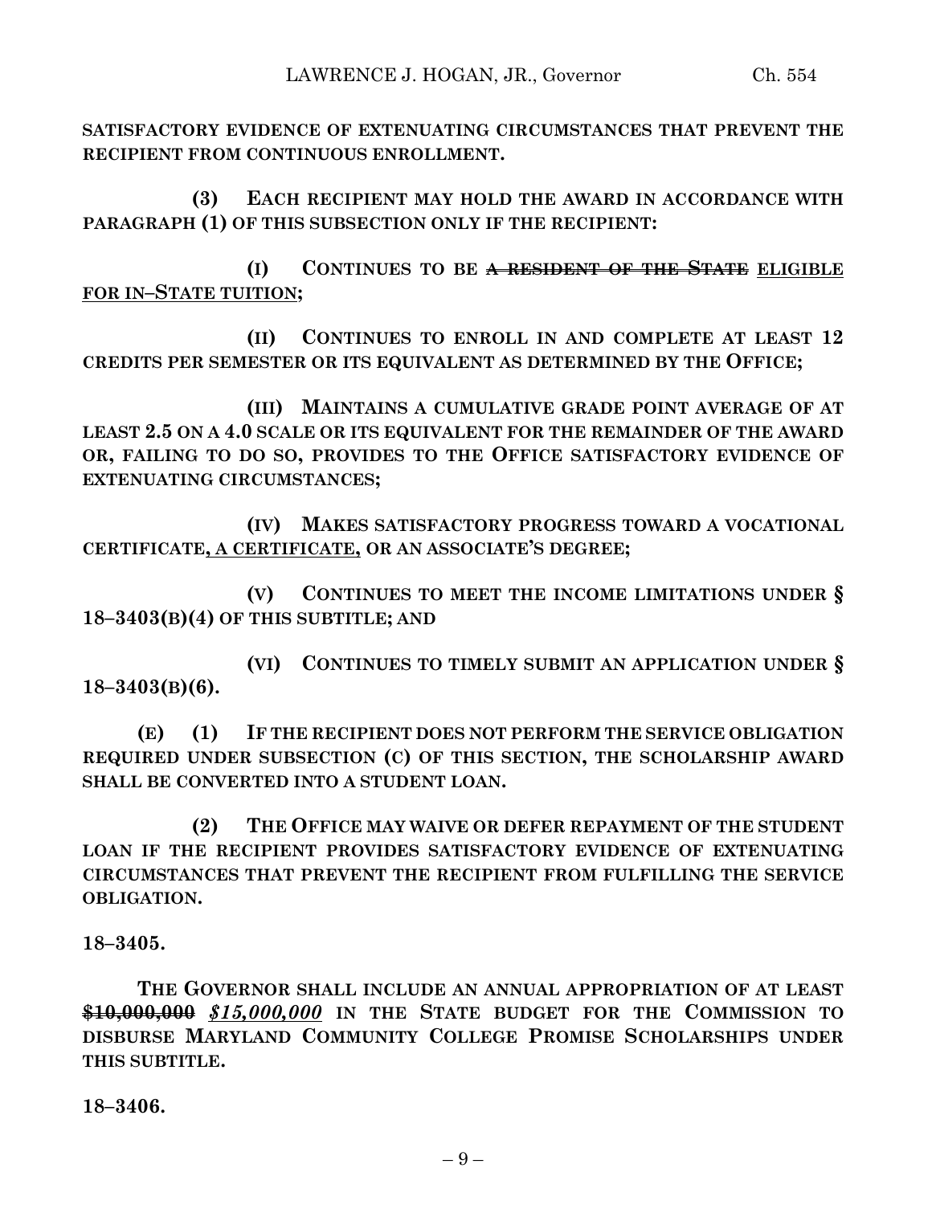**SATISFACTORY EVIDENCE OF EXTENUATING CIRCUMSTANCES THAT PREVENT THE RECIPIENT FROM CONTINUOUS ENROLLMENT.**

**(3) EACH RECIPIENT MAY HOLD THE AWARD IN ACCORDANCE WITH PARAGRAPH (1) OF THIS SUBSECTION ONLY IF THE RECIPIENT:**

**(I) CONTINUES TO BE ~~A RESIDENT OF THE STATE~~ ELIGIBLE FOR IN–STATE TUITION;**

**(II) CONTINUES TO ENROLL IN AND COMPLETE AT LEAST 12 CREDITS PER SEMESTER OR ITS EQUIVALENT AS DETERMINED BY THE OFFICE;**

**(III) MAINTAINS A CUMULATIVE GRADE POINT AVERAGE OF AT LEAST 2.5 ON A 4.0 SCALE OR ITS EQUIVALENT FOR THE REMAINDER OF THE AWARD OR, FAILING TO DO SO, PROVIDES TO THE OFFICE SATISFACTORY EVIDENCE OF EXTENUATING CIRCUMSTANCES;**

**(IV) MAKES SATISFACTORY PROGRESS TOWARD A VOCATIONAL CERTIFICATE, A CERTIFICATE, OR AN ASSOCIATE'S DEGREE;**

**(V) CONTINUES TO MEET THE INCOME LIMITATIONS UNDER § 18–3403(B)(4) OF THIS SUBTITLE; AND**

**(VI) CONTINUES TO TIMELY SUBMIT AN APPLICATION UNDER § 18–3403(B)(6).**

**(E) (1) IF THE RECIPIENT DOES NOT PERFORM THE SERVICE OBLIGATION REQUIRED UNDER SUBSECTION (C) OF THIS SECTION, THE SCHOLARSHIP AWARD SHALL BE CONVERTED INTO A STUDENT LOAN.**

**(2) THE OFFICE MAY WAIVE OR DEFER REPAYMENT OF THE STUDENT LOAN IF THE RECIPIENT PROVIDES SATISFACTORY EVIDENCE OF EXTENUATING CIRCUMSTANCES THAT PREVENT THE RECIPIENT FROM FULFILLING THE SERVICE OBLIGATION.**

**18–3405.**

**THE GOVERNOR SHALL INCLUDE AN ANNUAL APPROPRIATION OF AT LEAST ~~$10,000,000~~ *$15,000,000* IN THE STATE BUDGET FOR THE COMMISSION TO DISBURSE MARYLAND COMMUNITY COLLEGE PROMISE SCHOLARSHIPS UNDER THIS SUBTITLE.**

**18–3406.**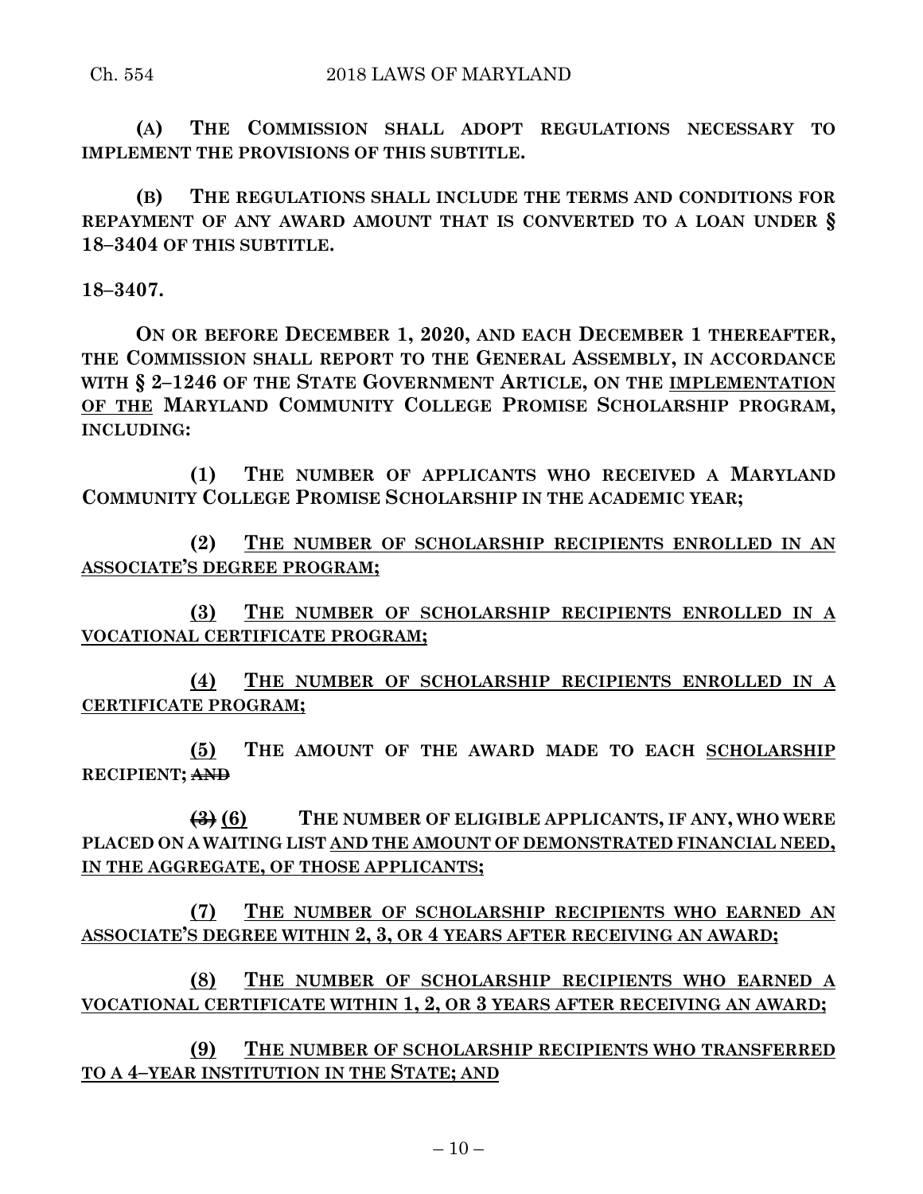**(A) THE COMMISSION SHALL ADOPT REGULATIONS NECESSARY TO IMPLEMENT THE PROVISIONS OF THIS SUBTITLE.**

**(B) THE REGULATIONS SHALL INCLUDE THE TERMS AND CONDITIONS FOR REPAYMENT OF ANY AWARD AMOUNT THAT IS CONVERTED TO A LOAN UNDER § 18–3404 OF THIS SUBTITLE.**

**18–3407.**

**ON OR BEFORE DECEMBER 1, 2020, AND EACH DECEMBER 1 THEREAFTER, THE COMMISSION SHALL REPORT TO THE GENERAL ASSEMBLY, IN ACCORDANCE WITH § 2–1246 OF THE STATE GOVERNMENT ARTICLE, ON THE IMPLEMENTATION OF THE MARYLAND COMMUNITY COLLEGE PROMISE SCHOLARSHIP PROGRAM, INCLUDING:**

**(1) THE NUMBER OF APPLICANTS WHO RECEIVED A MARYLAND COMMUNITY COLLEGE PROMISE SCHOLARSHIP IN THE ACADEMIC YEAR;**

**(2) THE NUMBER OF SCHOLARSHIP RECIPIENTS ENROLLED IN AN ASSOCIATE'S DEGREE PROGRAM;**

**(3) THE NUMBER OF SCHOLARSHIP RECIPIENTS ENROLLED IN A VOCATIONAL CERTIFICATE PROGRAM;**

**(4) THE NUMBER OF SCHOLARSHIP RECIPIENTS ENROLLED IN A CERTIFICATE PROGRAM;**

**(5) THE AMOUNT OF THE AWARD MADE TO EACH SCHOLARSHIP RECIPIENT; ~~AND~~**

**~~(3)~~ (6) THE NUMBER OF ELIGIBLE APPLICANTS, IF ANY, WHO WERE PLACED ON A WAITING LIST AND THE AMOUNT OF DEMONSTRATED FINANCIAL NEED, IN THE AGGREGATE, OF THOSE APPLICANTS;**

**(7) THE NUMBER OF SCHOLARSHIP RECIPIENTS WHO EARNED AN ASSOCIATE'S DEGREE WITHIN 2, 3, OR 4 YEARS AFTER RECEIVING AN AWARD;**

**(8) THE NUMBER OF SCHOLARSHIP RECIPIENTS WHO EARNED A VOCATIONAL CERTIFICATE WITHIN 1, 2, OR 3 YEARS AFTER RECEIVING AN AWARD;**

**(9) THE NUMBER OF SCHOLARSHIP RECIPIENTS WHO TRANSFERRED TO A 4–YEAR INSTITUTION IN THE STATE; AND**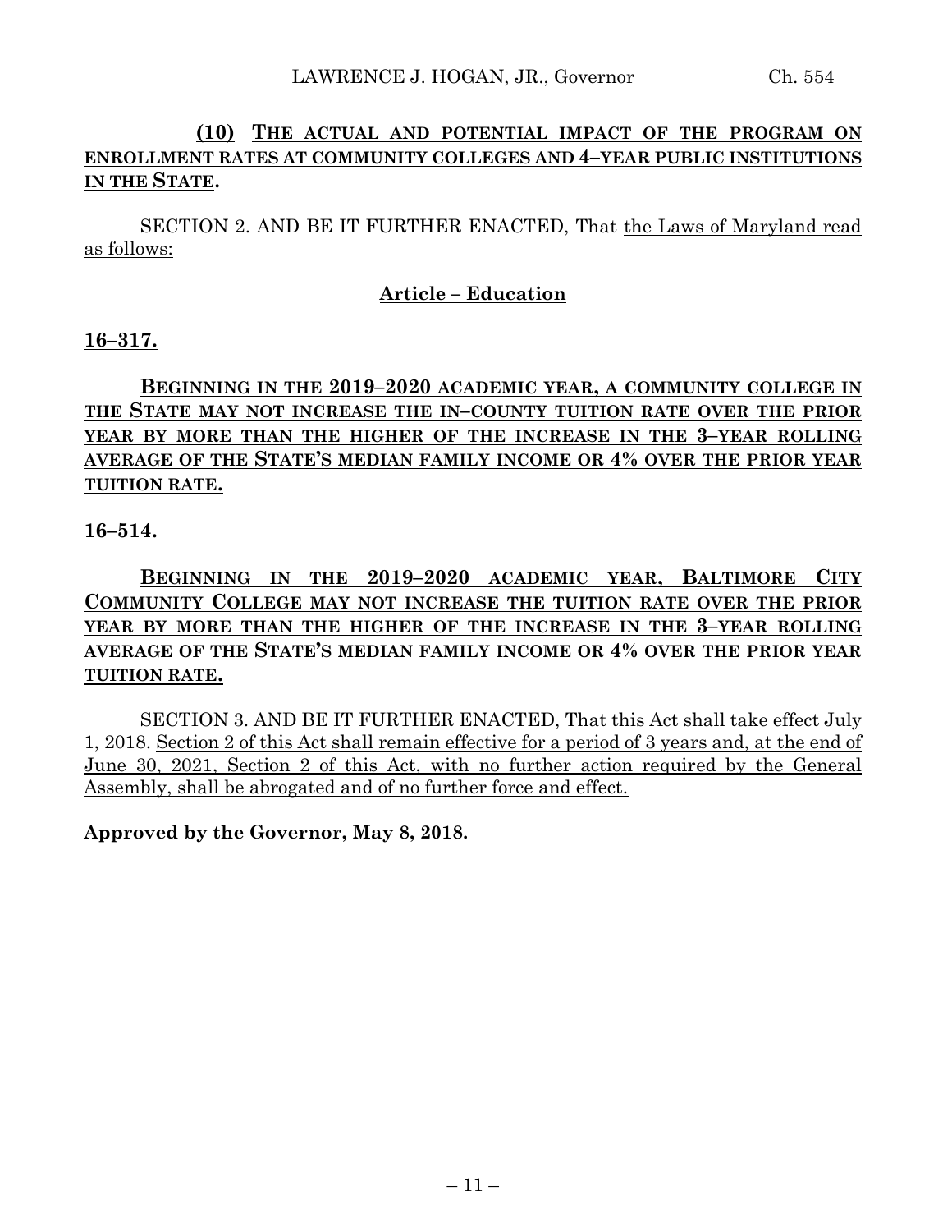**(10) THE ACTUAL AND POTENTIAL IMPACT OF THE PROGRAM ON ENROLLMENT RATES AT COMMUNITY COLLEGES AND 4–YEAR PUBLIC INSTITUTIONS IN THE STATE.**

SECTION 2. AND BE IT FURTHER ENACTED, That the Laws of Maryland read as follows:

**Article – Education**

**16–317.**

**BEGINNING IN THE 2019–2020 ACADEMIC YEAR, A COMMUNITY COLLEGE IN THE STATE MAY NOT INCREASE THE IN–COUNTY TUITION RATE OVER THE PRIOR YEAR BY MORE THAN THE HIGHER OF THE INCREASE IN THE 3–YEAR ROLLING AVERAGE OF THE STATE'S MEDIAN FAMILY INCOME OR 4% OVER THE PRIOR YEAR TUITION RATE.**

**16–514.**

**BEGINNING IN THE 2019–2020 ACADEMIC YEAR, BALTIMORE CITY COMMUNITY COLLEGE MAY NOT INCREASE THE TUITION RATE OVER THE PRIOR YEAR BY MORE THAN THE HIGHER OF THE INCREASE IN THE 3–YEAR ROLLING AVERAGE OF THE STATE'S MEDIAN FAMILY INCOME OR 4% OVER THE PRIOR YEAR TUITION RATE.**

SECTION 3. AND BE IT FURTHER ENACTED, That this Act shall take effect July 1, 2018. Section 2 of this Act shall remain effective for a period of 3 years and, at the end of June 30, 2021, Section 2 of this Act, with no further action required by the General Assembly, shall be abrogated and of no further force and effect.

**Approved by the Governor, May 8, 2018.**